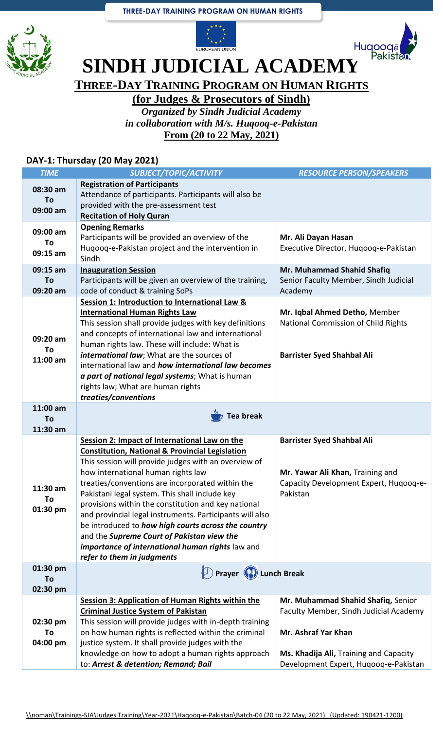THREE-DAY TRAINING PROGRAM ON HUMAN RIGHTS

# SINDH JUDICIAL ACADEMY

## THREE-DAY TRAINING PROGRAM ON HUMAN RIGHTS

**(for Judges & Prosecutors of Sindh)**

*Organized by Sindh Judicial Academy*
*in collaboration with M/s. Huqooq-e-Pakistan*

**From (20 to 22 May, 2021)**

### DAY-1: Thursday (20 May 2021)

| TIME | SUBJECT/TOPIC/ACTIVITY | RESOURCE PERSON/SPEAKERS |
|---|---|---|
| 08:30 am To 09:00 am | **Registration of Participants** Attendance of participants. Participants will also be provided with the pre-assessment test **Recitation of Holy Quran** | |
| 09:00 am To 09:15 am | **Opening Remarks** Participants will be provided an overview of the Huqooq-e-Pakistan project and the intervention in Sindh | **Mr. Ali Dayan Hasan** Executive Director, Huqooq-e-Pakistan |
| 09:15 am To 09:20 am | **Inauguration Session** Participants will be given an overview of the training, code of conduct & training SoPs | **Mr. Muhammad Shahid Shafiq** Senior Faculty Member, Sindh Judicial Academy |
| 09:20 am To 11:00 am | **Session 1: Introduction to International Law & International Human Rights Law** This session shall provide judges with key definitions and concepts of international law and international human rights law. These will include: What is ***international law***; What are the sources of international law and ***how international law becomes a part of national legal systems***; What is human rights law; What are human rights ***treaties/conventions*** | **Mr. Iqbal Ahmed Detho,** Member National Commission of Child Rights **Barrister Syed Shahbal Ali** |
| 11:00 am To 11:30 am | **Tea break** | |
| 11:30 am To 01:30 pm | **Session 2: Impact of International Law on the Constitution, National & Provincial Legislation** This session will provide judges with an overview of how international human rights law treaties/conventions are incorporated within the Pakistani legal system. This shall include key provisions within the constitution and key national and provincial legal instruments. Participants will also be introduced to ***how high courts across the country*** and the ***Supreme Court of Pakistan view the importance of international human rights*** law and ***refer to them in judgments*** | **Barrister Syed Shahbal Ali** **Mr. Yawar Ali Khan,** Training and Capacity Development Expert, Huqooq-e-Pakistan |
| 01:30 pm To 02:30 pm | **Prayer Lunch Break** | |
| 02:30 pm To 04:00 pm | **Session 3: Application of Human Rights within the Criminal Justice System of Pakistan** This session will provide judges with in-depth training on how human rights is reflected within the criminal justice system. It shall provide judges with the knowledge on how to adopt a human rights approach to: ***Arrest & detention; Remand; Bail*** | **Mr. Muhammad Shahid Shafiq,** Senior Faculty Member, Sindh Judicial Academy **Mr. Ashraf Yar Khan** **Ms. Khadija Ali,** Training and Capacity Development Expert, Huqooq-e-Pakistan |

\\noman\Trainings-SJA\Judges Training\Year-2021\Haqooq-e-Pakistan\Batch-04 (20 to 22 May, 2021) (Updated: 190421-1200)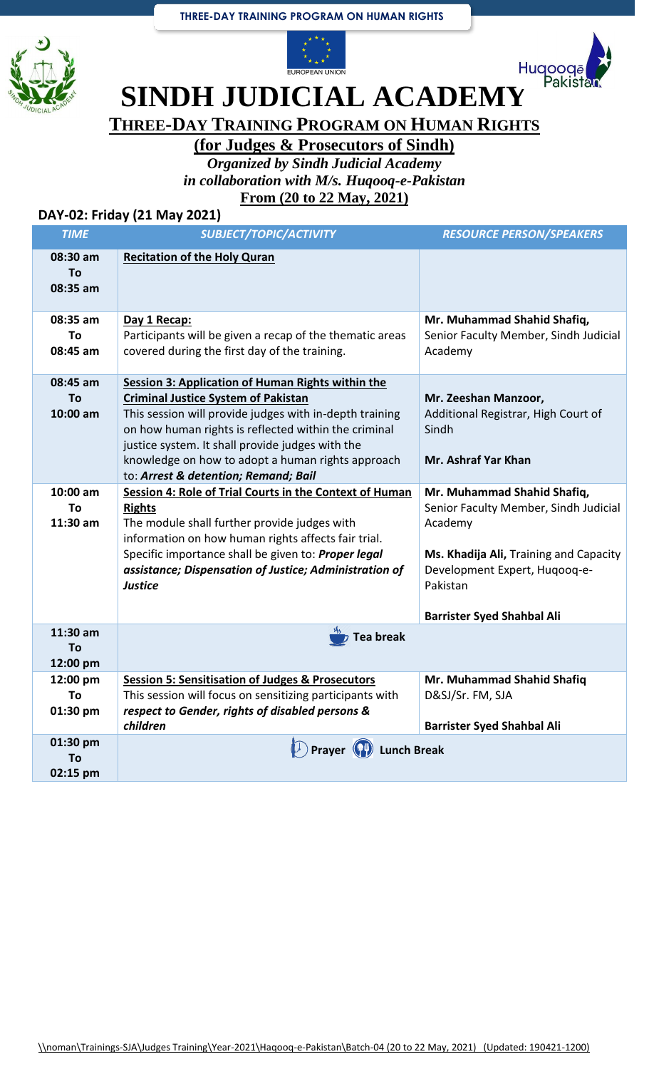# SINDH JUDICIAL ACADEMY

## THREE-DAY TRAINING PROGRAM ON HUMAN RIGHTS

**(for Judges & Prosecutors of Sindh)**

*Organized by Sindh Judicial Academy*
*in collaboration with M/s. Huqooq-e-Pakistan*
**From (20 to 22 May, 2021)**

### DAY-02: Friday (21 May 2021)

| TIME | SUBJECT/TOPIC/ACTIVITY | RESOURCE PERSON/SPEAKERS |
|---|---|---|
| 08:30 am To 08:35 am | **Recitation of the Holy Quran** | |
| 08:35 am To 08:45 am | **Day 1 Recap:** Participants will be given a recap of the thematic areas covered during the first day of the training. | **Mr. Muhammad Shahid Shafiq,** Senior Faculty Member, Sindh Judicial Academy |
| 08:45 am To 10:00 am | **Session 3: Application of Human Rights within the Criminal Justice System of Pakistan** This session will provide judges with in-depth training on how human rights is reflected within the criminal justice system. It shall provide judges with the knowledge on how to adopt a human rights approach to: ***Arrest & detention; Remand; Bail*** | **Mr. Zeeshan Manzoor,** Additional Registrar, High Court of Sindh<br><br>**Mr. Ashraf Yar Khan** |
| 10:00 am To 11:30 am | **Session 4: Role of Trial Courts in the Context of Human Rights** The module shall further provide judges with information on how human rights affects fair trial. Specific importance shall be given to: ***Proper legal assistance; Dispensation of Justice; Administration of Justice*** | **Mr. Muhammad Shahid Shafiq,** Senior Faculty Member, Sindh Judicial Academy<br><br>**Ms. Khadija Ali,** Training and Capacity Development Expert, Huqooq-e-Pakistan<br><br>**Barrister Syed Shahbal Ali** |
| 11:30 am To 12:00 pm | **Tea break** | |
| 12:00 pm To 01:30 pm | **Session 5: Sensitisation of Judges & Prosecutors** This session will focus on sensitizing participants with ***respect to Gender, rights of disabled persons & children*** | **Mr. Muhammad Shahid Shafiq** D&SJ/Sr. FM, SJA<br><br>**Barrister Syed Shahbal Ali** |
| 01:30 pm To 02:15 pm | **Prayer Lunch Break** | |

\\noman\Trainings-SJA\Judges Training\Year-2021\Haqooq-e-Pakistan\Batch-04 (20 to 22 May, 2021) (Updated: 190421-1200)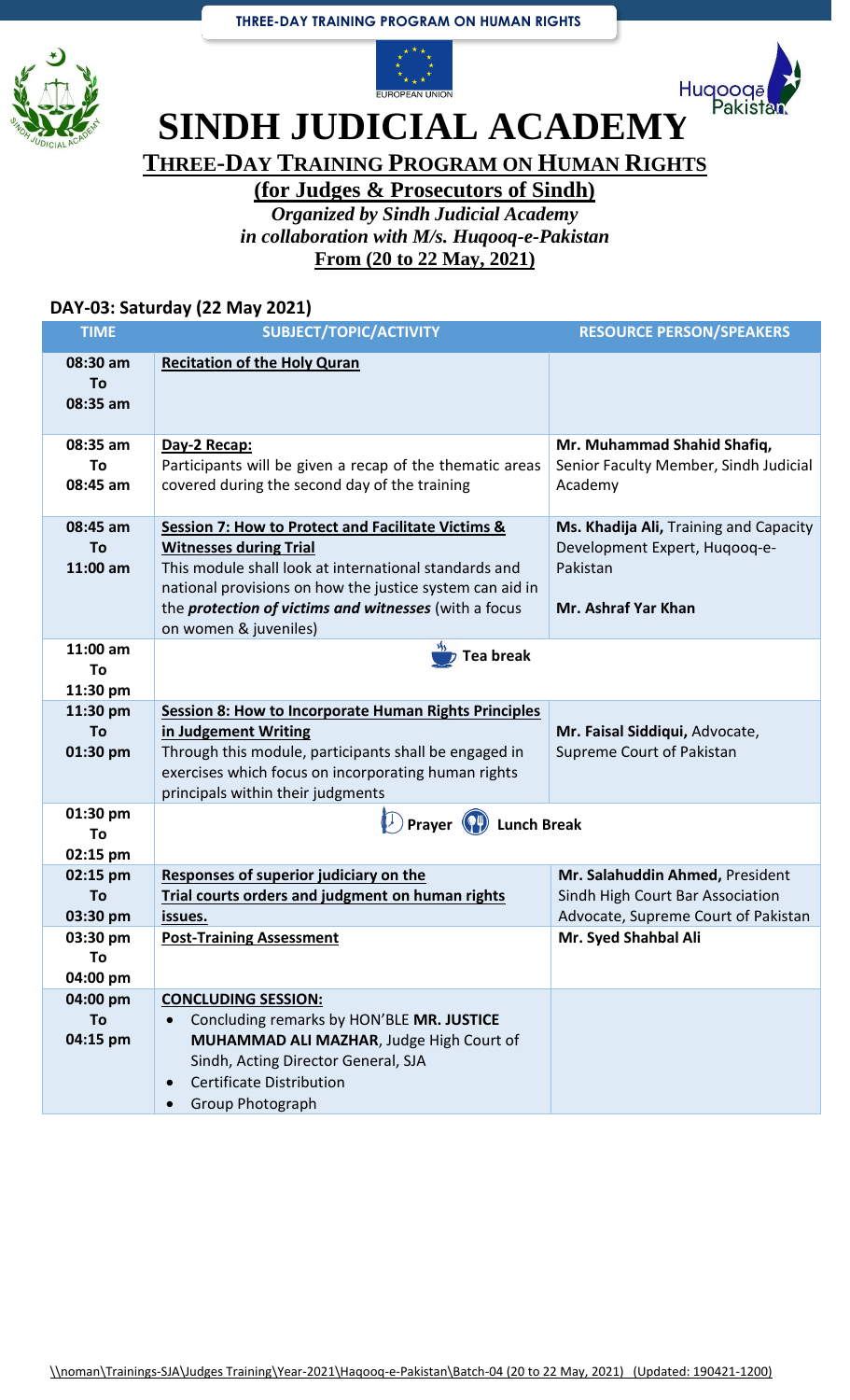THREE-DAY TRAINING PROGRAM ON HUMAN RIGHTS

# SINDH JUDICIAL ACADEMY

## THREE-DAY TRAINING PROGRAM ON HUMAN RIGHTS

**(for Judges & Prosecutors of Sindh)**

*Organized by Sindh Judicial Academy*
*in collaboration with M/s. Huqooq-e-Pakistan*

**From (20 to 22 May, 2021)**

### DAY-03: Saturday (22 May 2021)

| TIME | SUBJECT/TOPIC/ACTIVITY | RESOURCE PERSON/SPEAKERS |
|---|---|---|
| **08:30 am To 08:35 am** | **Recitation of the Holy Quran** | |
| **08:35 am To 08:45 am** | **Day-2 Recap:** Participants will be given a recap of the thematic areas covered during the second day of the training | **Mr. Muhammad Shahid Shafiq,** Senior Faculty Member, Sindh Judicial Academy |
| **08:45 am To 11:00 am** | **Session 7: How to Protect and Facilitate Victims & Witnesses during Trial** This module shall look at international standards and national provisions on how the justice system can aid in the ***protection of victims and witnesses*** (with a focus on women & juveniles) | **Ms. Khadija Ali,** Training and Capacity Development Expert, Huqooq-e-Pakistan **Mr. Ashraf Yar Khan** |
| **11:00 am To 11:30 pm** | **Tea break** | |
| **11:30 pm To 01:30 pm** | **Session 8: How to Incorporate Human Rights Principles in Judgement Writing** Through this module, participants shall be engaged in exercises which focus on incorporating human rights principals within their judgments | **Mr. Faisal Siddiqui,** Advocate, Supreme Court of Pakistan |
| **01:30 pm To 02:15 pm** | **Prayer Lunch Break** | |
| **02:15 pm To 03:30 pm** | **Responses of superior judiciary on the Trial courts orders and judgment on human rights issues.** | **Mr. Salahuddin Ahmed,** President Sindh High Court Bar Association Advocate, Supreme Court of Pakistan |
| **03:30 pm To 04:00 pm** | **Post-Training Assessment** | **Mr. Syed Shahbal Ali** |
| **04:00 pm To 04:15 pm** | **CONCLUDING SESSION:** • Concluding remarks by HON'BLE **MR. JUSTICE MUHAMMAD ALI MAZHAR**, Judge High Court of Sindh, Acting Director General, SJA • Certificate Distribution • Group Photograph | |

\\noman\Trainings-SJA\Judges Training\Year-2021\Haqooq-e-Pakistan\Batch-04 (20 to 22 May, 2021) (Updated: 190421-1200)